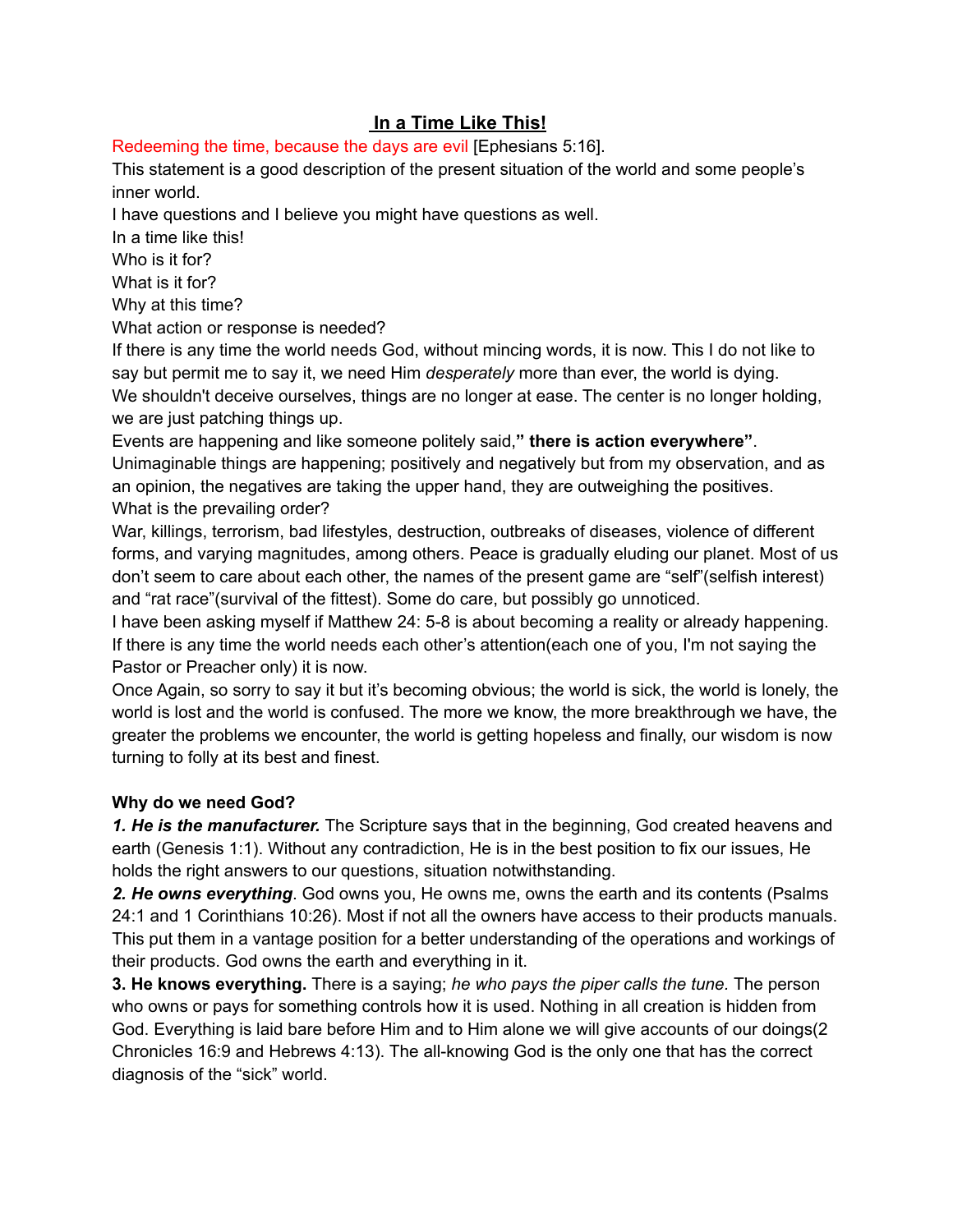# In a Time Like This!

Redeeming the time, because the days are evil [Ephesians 5:16].

This statement is a good description of the present situation of the world and some people's inner world.

I have questions and I believe you might have questions as well.

In a time like this!

Who is it for?

What is it for?

Why at this time?

What action or response is needed?

If there is any time the world needs God, without mincing words, it is now. This I do not like to say but permit me to say it, we need Him *desperately* more than ever, the world is dying.

We shouldn't deceive ourselves, things are no longer at ease. The center is no longer holding, we are just patching things up.

Events are happening and like someone politely said,**" there is action everywhere"**.

Unimaginable things are happening; positively and negatively but from my observation, and as an opinion, the negatives are taking the upper hand, they are outweighing the positives.

What is the prevailing order?

War, killings, terrorism, bad lifestyles, destruction, outbreaks of diseases, violence of different forms, and varying magnitudes, among others. Peace is gradually eluding our planet. Most of us don't seem to care about each other, the names of the present game are "self"(selfish interest) and "rat race"(survival of the fittest). Some do care, but possibly go unnoticed.

I have been asking myself if Matthew 24: 5-8 is about becoming a reality or already happening.

If there is any time the world needs each other's attention(each one of you, I'm not saying the Pastor or Preacher only) it is now.

Once Again, so sorry to say it but it's becoming obvious; the world is sick, the world is lonely, the world is lost and the world is confused. The more we know, the more breakthrough we have, the greater the problems we encounter, the world is getting hopeless and finally, our wisdom is now turning to folly at its best and finest.

**Why do we need God?**

***1. He is the manufacturer.*** The Scripture says that in the beginning, God created heavens and earth (Genesis 1:1). Without any contradiction, He is in the best position to fix our issues, He holds the right answers to our questions, situation notwithstanding.

***2. He owns everything***. God owns you, He owns me, owns the earth and its contents (Psalms 24:1 and 1 Corinthians 10:26). Most if not all the owners have access to their products manuals. This put them in a vantage position for a better understanding of the operations and workings of their products. God owns the earth and everything in it.

**3. He knows everything.** There is a saying; *he who pays the piper calls the tune.* The person who owns or pays for something controls how it is used. Nothing in all creation is hidden from God. Everything is laid bare before Him and to Him alone we will give accounts of our doings(2 Chronicles 16:9 and Hebrews 4:13). The all-knowing God is the only one that has the correct diagnosis of the "sick" world.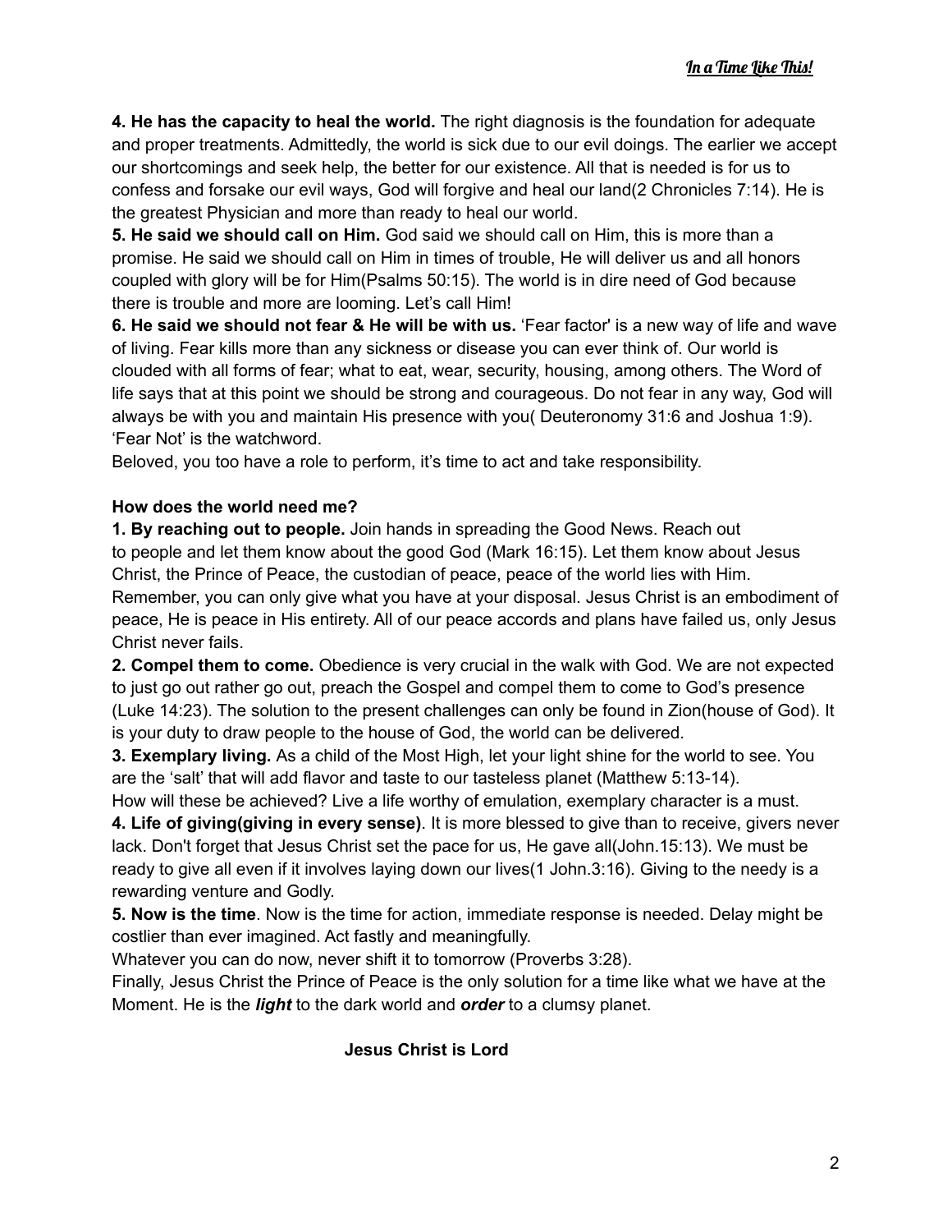**4. He has the capacity to heal the world.** The right diagnosis is the foundation for adequate and proper treatments. Admittedly, the world is sick due to our evil doings. The earlier we accept our shortcomings and seek help, the better for our existence. All that is needed is for us to confess and forsake our evil ways, God will forgive and heal our land(2 Chronicles 7:14). He is the greatest Physician and more than ready to heal our world.

**5. He said we should call on Him.** God said we should call on Him, this is more than a promise. He said we should call on Him in times of trouble, He will deliver us and all honors coupled with glory will be for Him(Psalms 50:15). The world is in dire need of God because there is trouble and more are looming. Let's call Him!

**6. He said we should not fear & He will be with us.** 'Fear factor' is a new way of life and wave of living. Fear kills more than any sickness or disease you can ever think of. Our world is clouded with all forms of fear; what to eat, wear, security, housing, among others. The Word of life says that at this point we should be strong and courageous. Do not fear in any way, God will always be with you and maintain His presence with you( Deuteronomy 31:6 and Joshua 1:9). 'Fear Not' is the watchword.

Beloved, you too have a role to perform, it's time to act and take responsibility.

**How does the world need me?**

**1. By reaching out to people.** Join hands in spreading the Good News. Reach out to people and let them know about the good God (Mark 16:15). Let them know about Jesus Christ, the Prince of Peace, the custodian of peace, peace of the world lies with Him. Remember, you can only give what you have at your disposal. Jesus Christ is an embodiment of peace, He is peace in His entirety. All of our peace accords and plans have failed us, only Jesus Christ never fails.

**2. Compel them to come.** Obedience is very crucial in the walk with God. We are not expected to just go out rather go out, preach the Gospel and compel them to come to God's presence (Luke 14:23). The solution to the present challenges can only be found in Zion(house of God). It is your duty to draw people to the house of God, the world can be delivered.

**3. Exemplary living.** As a child of the Most High, let your light shine for the world to see. You are the 'salt' that will add flavor and taste to our tasteless planet (Matthew 5:13-14).

How will these be achieved? Live a life worthy of emulation, exemplary character is a must.

**4. Life of giving(giving in every sense)**. It is more blessed to give than to receive, givers never lack. Don't forget that Jesus Christ set the pace for us, He gave all(John.15:13). We must be ready to give all even if it involves laying down our lives(1 John.3:16). Giving to the needy is a rewarding venture and Godly.

**5. Now is the time**. Now is the time for action, immediate response is needed. Delay might be costlier than ever imagined. Act fastly and meaningfully.

Whatever you can do now, never shift it to tomorrow (Proverbs 3:28).

Finally, Jesus Christ the Prince of Peace is the only solution for a time like what we have at the Moment. He is the ***light*** to the dark world and ***order*** to a clumsy planet.

**Jesus Christ is Lord**